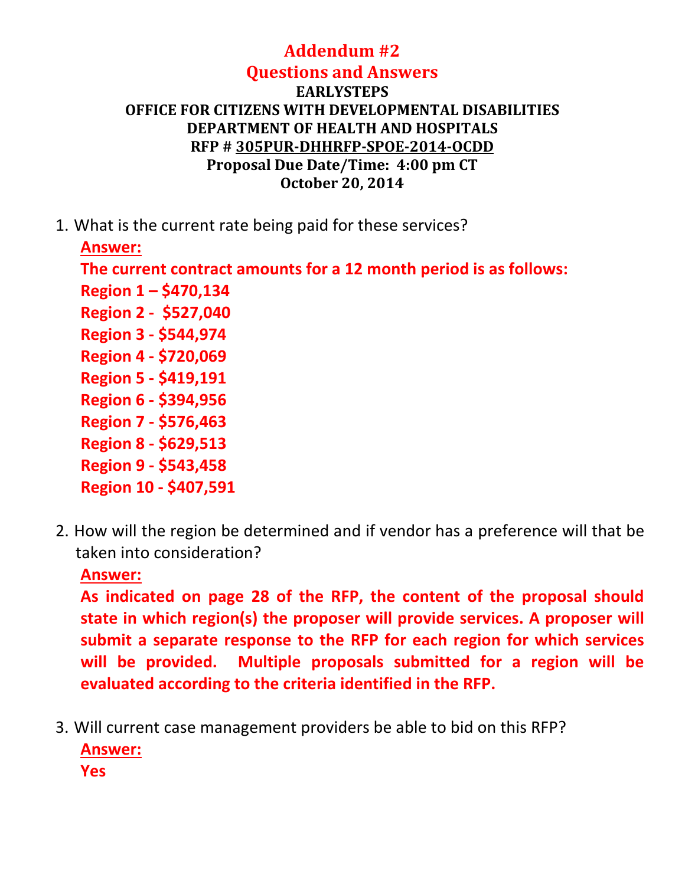# Addendum #2
# Questions and Answers

**EARLYSTEPS**
**OFFICE FOR CITIZENS WITH DEVELOPMENTAL DISABILITIES**
**DEPARTMENT OF HEALTH AND HOSPITALS**
**RFP # 305PUR-DHHRFP-SPOE-2014-OCDD**
**Proposal Due Date/Time: 4:00 pm CT**
**October 20, 2014**

1. What is the current rate being paid for these services?

   **Answer:**

   **The current contract amounts for a 12 month period is as follows:**

   **Region 1 – $470,134**
   **Region 2 - $527,040**
   **Region 3 - $544,974**
   **Region 4 - $720,069**
   **Region 5 - $419,191**
   **Region 6 - $394,956**
   **Region 7 - $576,463**
   **Region 8 - $629,513**
   **Region 9 - $543,458**
   **Region 10 - $407,591**

2. How will the region be determined and if vendor has a preference will that be taken into consideration?

   **Answer:**

   **As indicated on page 28 of the RFP, the content of the proposal should state in which region(s) the proposer will provide services. A proposer will submit a separate response to the RFP for each region for which services will be provided. Multiple proposals submitted for a region will be evaluated according to the criteria identified in the RFP.**

3. Will current case management providers be able to bid on this RFP?

   **Answer:**

   **Yes**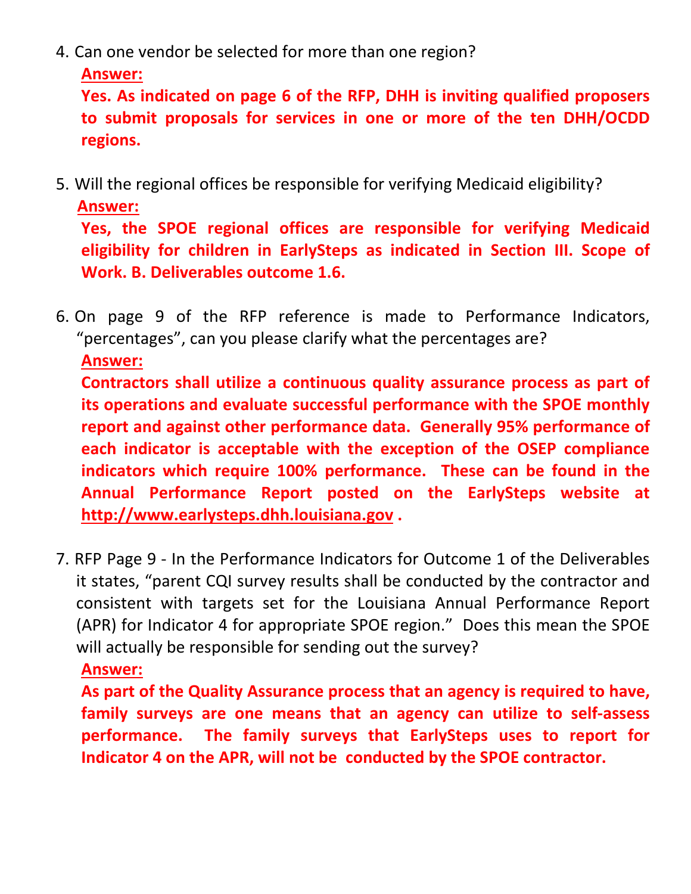4. Can one vendor be selected for more than one region?

   **Answer:**

   **Yes. As indicated on page 6 of the RFP, DHH is inviting qualified proposers to submit proposals for services in one or more of the ten DHH/OCDD regions.**

5. Will the regional offices be responsible for verifying Medicaid eligibility?

   **Answer:**

   **Yes, the SPOE regional offices are responsible for verifying Medicaid eligibility for children in EarlySteps as indicated in Section III. Scope of Work. B. Deliverables outcome 1.6.**

6. On page 9 of the RFP reference is made to Performance Indicators, "percentages", can you please clarify what the percentages are?

   **Answer:**

   **Contractors shall utilize a continuous quality assurance process as part of its operations and evaluate successful performance with the SPOE monthly report and against other performance data. Generally 95% performance of each indicator is acceptable with the exception of the OSEP compliance indicators which require 100% performance. These can be found in the Annual Performance Report posted on the EarlySteps website at http://www.earlysteps.dhh.louisiana.gov .**

7. RFP Page 9 - In the Performance Indicators for Outcome 1 of the Deliverables it states, "parent CQI survey results shall be conducted by the contractor and consistent with targets set for the Louisiana Annual Performance Report (APR) for Indicator 4 for appropriate SPOE region." Does this mean the SPOE will actually be responsible for sending out the survey?

   **Answer:**

   **As part of the Quality Assurance process that an agency is required to have, family surveys are one means that an agency can utilize to self-assess performance. The family surveys that EarlySteps uses to report for Indicator 4 on the APR, will not be conducted by the SPOE contractor.**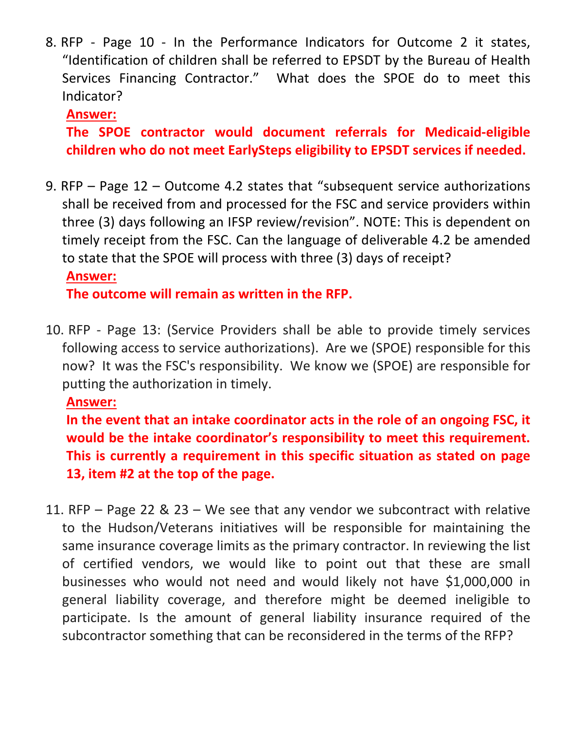8. RFP - Page 10 - In the Performance Indicators for Outcome 2 it states, "Identification of children shall be referred to EPSDT by the Bureau of Health Services Financing Contractor." What does the SPOE do to meet this Indicator?

   **Answer:**

   **The SPOE contractor would document referrals for Medicaid-eligible children who do not meet EarlySteps eligibility to EPSDT services if needed.**

9. RFP – Page 12 – Outcome 4.2 states that "subsequent service authorizations shall be received from and processed for the FSC and service providers within three (3) days following an IFSP review/revision". NOTE: This is dependent on timely receipt from the FSC. Can the language of deliverable 4.2 be amended to state that the SPOE will process with three (3) days of receipt?

   **Answer:**

   **The outcome will remain as written in the RFP.**

10. RFP - Page 13: (Service Providers shall be able to provide timely services following access to service authorizations). Are we (SPOE) responsible for this now? It was the FSC's responsibility. We know we (SPOE) are responsible for putting the authorization in timely.

    **Answer:**

    **In the event that an intake coordinator acts in the role of an ongoing FSC, it would be the intake coordinator's responsibility to meet this requirement. This is currently a requirement in this specific situation as stated on page 13, item #2 at the top of the page.**

11. RFP – Page 22 & 23 – We see that any vendor we subcontract with relative to the Hudson/Veterans initiatives will be responsible for maintaining the same insurance coverage limits as the primary contractor. In reviewing the list of certified vendors, we would like to point out that these are small businesses who would not need and would likely not have $1,000,000 in general liability coverage, and therefore might be deemed ineligible to participate. Is the amount of general liability insurance required of the subcontractor something that can be reconsidered in the terms of the RFP?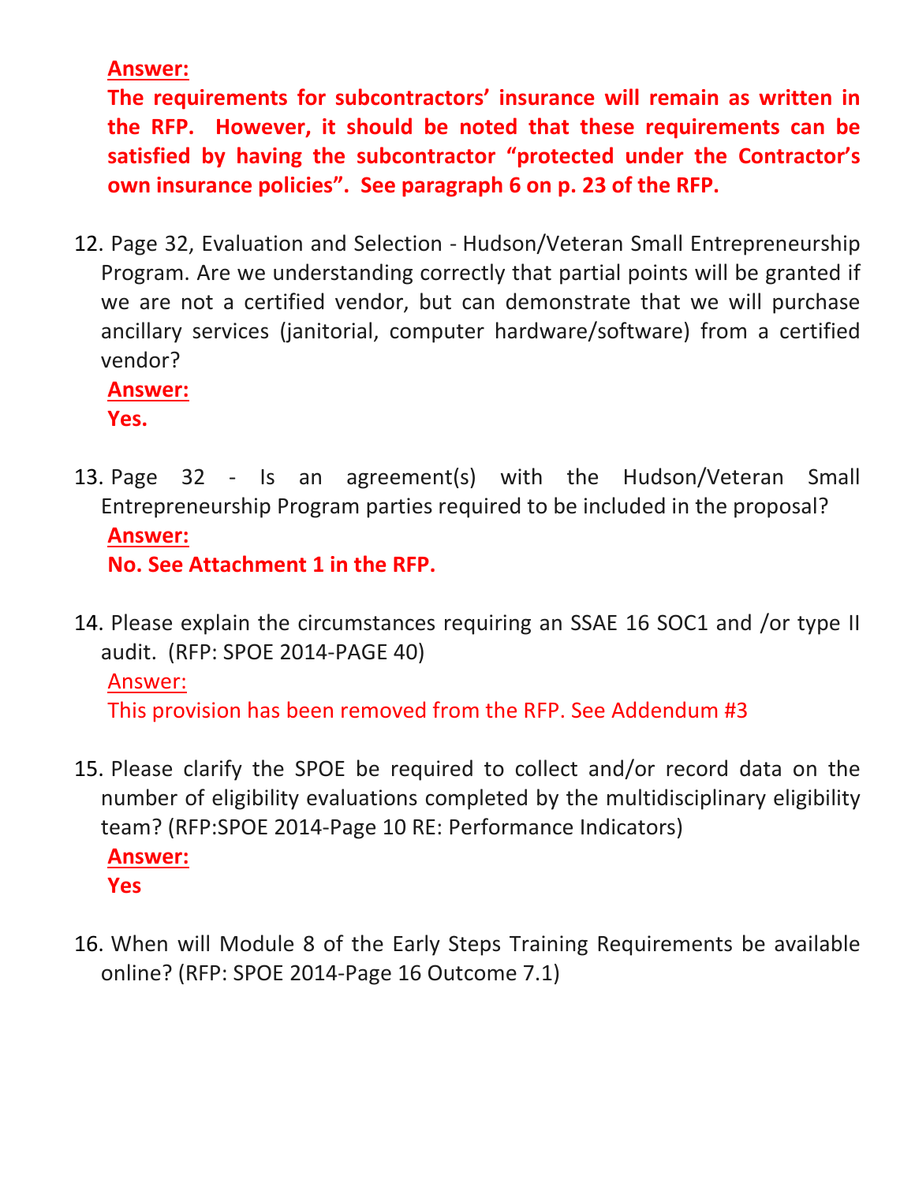**Answer:**

**The requirements for subcontractors' insurance will remain as written in the RFP. However, it should be noted that these requirements can be satisfied by having the subcontractor "protected under the Contractor's own insurance policies". See paragraph 6 on p. 23 of the RFP.**

12. Page 32, Evaluation and Selection - Hudson/Veteran Small Entrepreneurship Program. Are we understanding correctly that partial points will be granted if we are not a certified vendor, but can demonstrate that we will purchase ancillary services (janitorial, computer hardware/software) from a certified vendor?

    **Answer:**

    **Yes.**

13. Page 32 - Is an agreement(s) with the Hudson/Veteran Small Entrepreneurship Program parties required to be included in the proposal?

    **Answer:**

    **No. See Attachment 1 in the RFP.**

14. Please explain the circumstances requiring an SSAE 16 SOC1 and /or type II audit. (RFP: SPOE 2014-PAGE 40)

    Answer:

    This provision has been removed from the RFP. See Addendum #3

15. Please clarify the SPOE be required to collect and/or record data on the number of eligibility evaluations completed by the multidisciplinary eligibility team? (RFP:SPOE 2014-Page 10 RE: Performance Indicators)

    **Answer:**

    **Yes**

16. When will Module 8 of the Early Steps Training Requirements be available online? (RFP: SPOE 2014-Page 16 Outcome 7.1)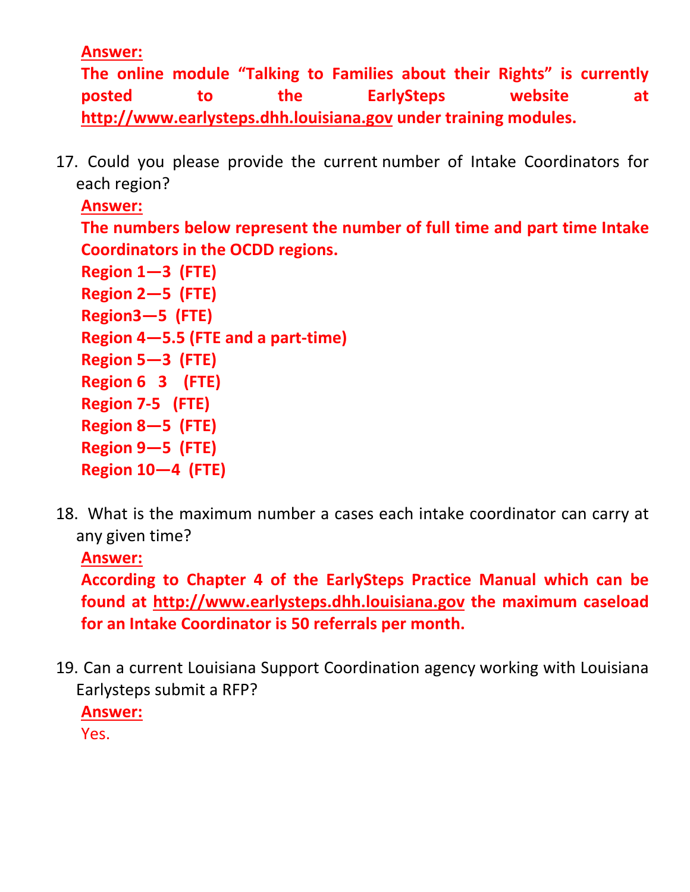**Answer:**

**The online module "Talking to Families about their Rights" is currently posted to the EarlySteps website at http://www.earlysteps.dhh.louisiana.gov under training modules.**

17. Could you please provide the current number of Intake Coordinators for each region?

    **Answer:**

    **The numbers below represent the number of full time and part time Intake Coordinators in the OCDD regions.**

    **Region 1—3 (FTE)**
    **Region 2—5 (FTE)**
    **Region3—5 (FTE)**
    **Region 4—5.5 (FTE and a part-time)**
    **Region 5—3 (FTE)**
    **Region 6 3 (FTE)**
    **Region 7-5 (FTE)**
    **Region 8—5 (FTE)**
    **Region 9—5 (FTE)**
    **Region 10—4 (FTE)**

18. What is the maximum number a cases each intake coordinator can carry at any given time?

    **Answer:**

    **According to Chapter 4 of the EarlySteps Practice Manual which can be found at http://www.earlysteps.dhh.louisiana.gov the maximum caseload for an Intake Coordinator is 50 referrals per month.**

19. Can a current Louisiana Support Coordination agency working with Louisiana Earlysteps submit a RFP?

    **Answer:**

    Yes.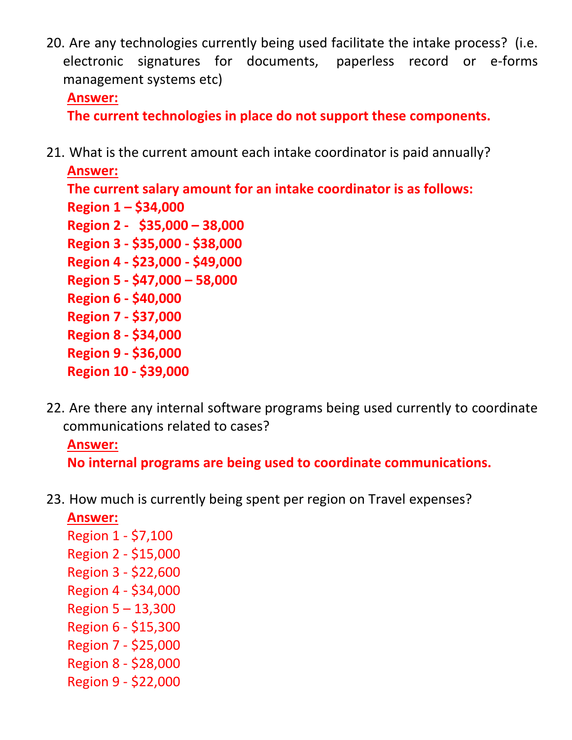20. Are any technologies currently being used facilitate the intake process? (i.e. electronic signatures for documents, paperless record or e-forms management systems etc)

    **Answer:**

    **The current technologies in place do not support these components.**

21. What is the current amount each intake coordinator is paid annually?

    **Answer:**

    **The current salary amount for an intake coordinator is as follows:**

    **Region 1 – $34,000**
    **Region 2 - $35,000 – 38,000**
    **Region 3 - $35,000 - $38,000**
    **Region 4 - $23,000 - $49,000**
    **Region 5 - $47,000 – 58,000**
    **Region 6 - $40,000**
    **Region 7 - $37,000**
    **Region 8 - $34,000**
    **Region 9 - $36,000**
    **Region 10 - $39,000**

22. Are there any internal software programs being used currently to coordinate communications related to cases?

    **Answer:**

    **No internal programs are being used to coordinate communications.**

23. How much is currently being spent per region on Travel expenses?

    **Answer:**

    Region 1 - $7,100
    Region 2 - $15,000
    Region 3 - $22,600
    Region 4 - $34,000
    Region 5 – 13,300
    Region 6 - $15,300
    Region 7 - $25,000
    Region 8 - $28,000
    Region 9 - $22,000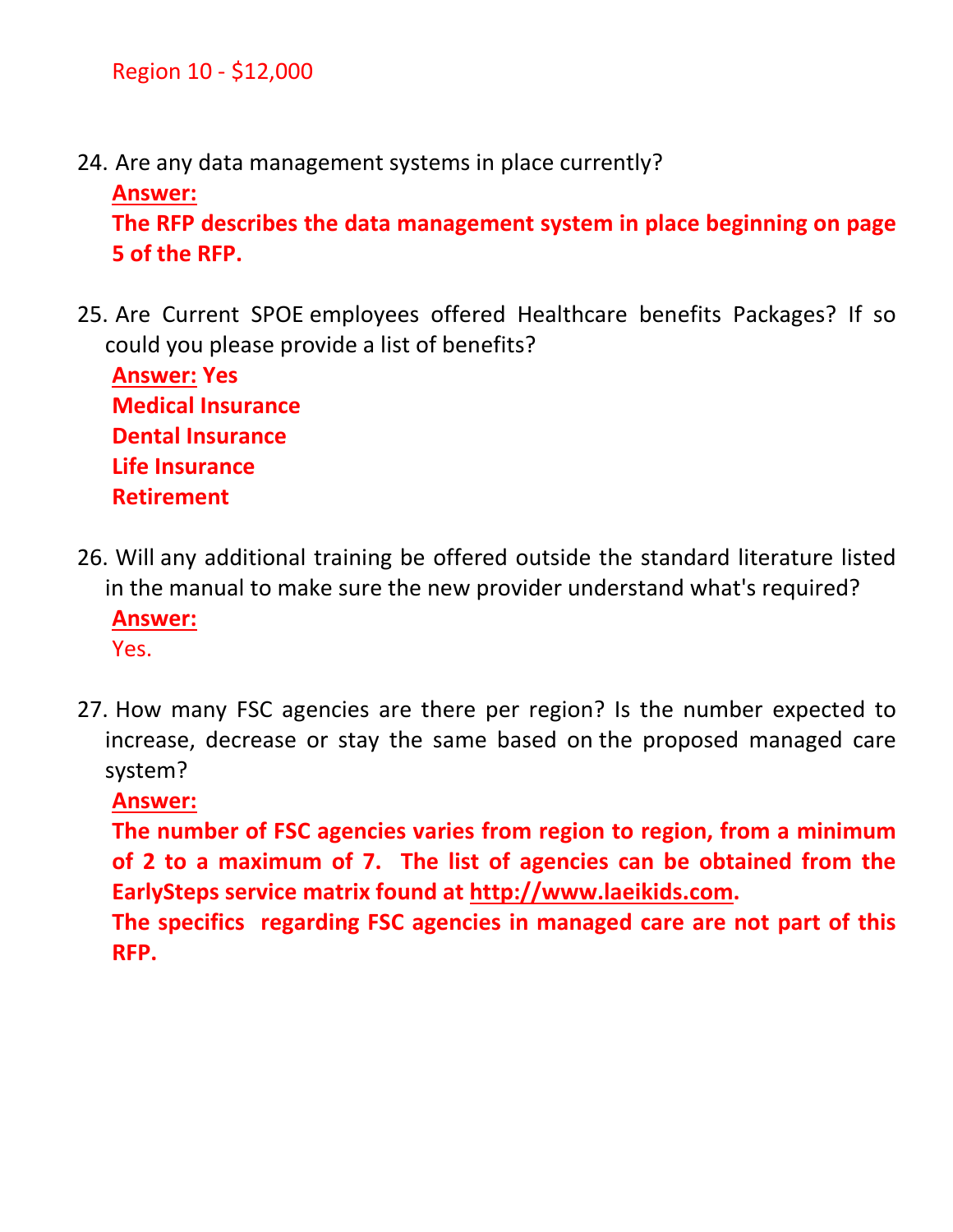Region 10 - $12,000

24. Are any data management systems in place currently?

    **Answer:**

    **The RFP describes the data management system in place beginning on page 5 of the RFP.**

25. Are Current SPOE employees offered Healthcare benefits Packages? If so could you please provide a list of benefits?

    **Answer: Yes**

    **Medical Insurance**

    **Dental Insurance**

    **Life Insurance**

    **Retirement**

26. Will any additional training be offered outside the standard literature listed in the manual to make sure the new provider understand what's required?

    **Answer:**

    Yes.

27. How many FSC agencies are there per region? Is the number expected to increase, decrease or stay the same based on the proposed managed care system?

    **Answer:**

    **The number of FSC agencies varies from region to region, from a minimum of 2 to a maximum of 7. The list of agencies can be obtained from the EarlySteps service matrix found at http://www.laeikids.com.**

    **The specifics regarding FSC agencies in managed care are not part of this RFP.**